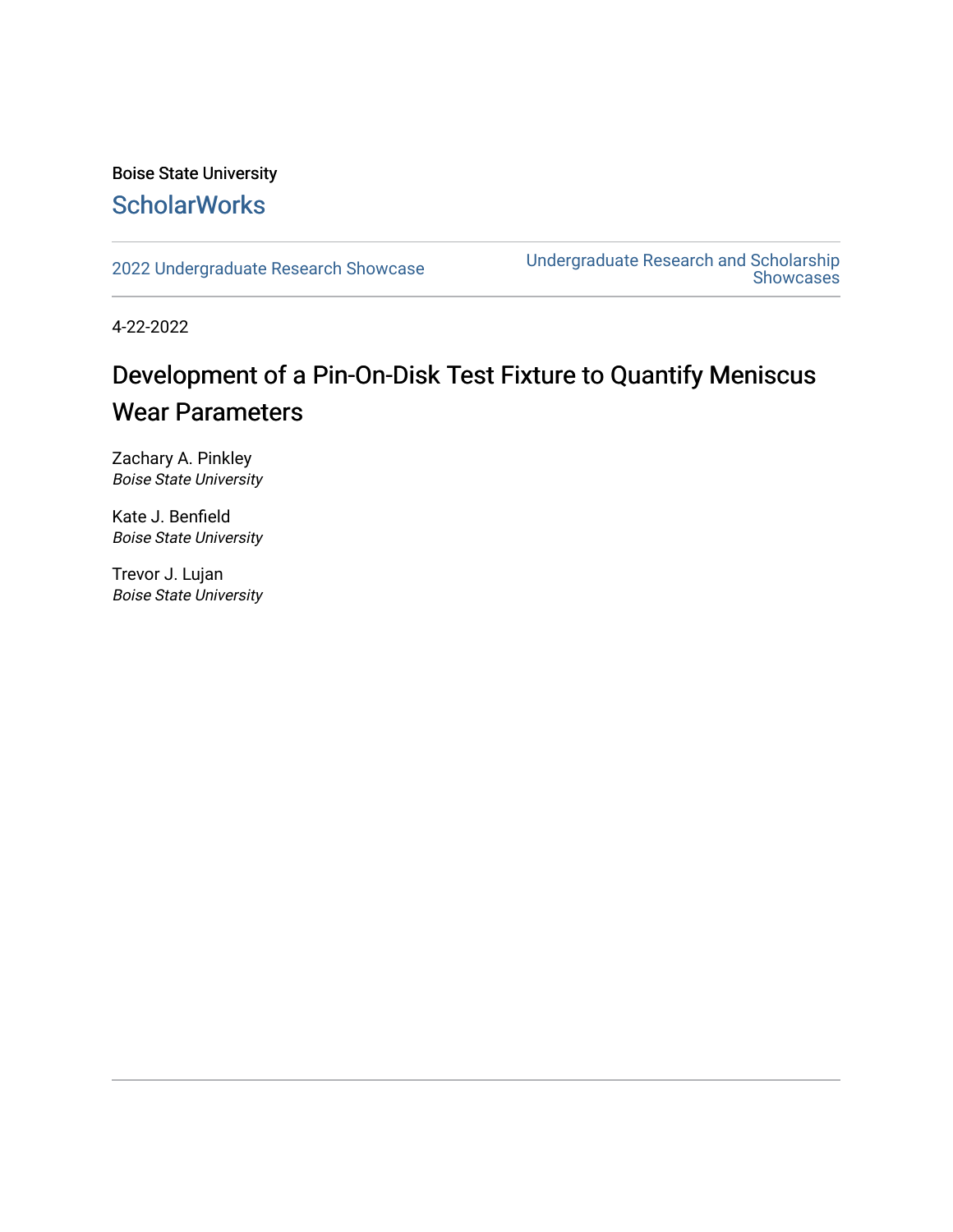Boise State University

ScholarWorks

2022 Undergraduate Research Showcase

Undergraduate Research and Scholarship Showcases

4-22-2022

# Development of a Pin-On-Disk Test Fixture to Quantify Meniscus Wear Parameters

Zachary A. Pinkley
*Boise State University*

Kate J. Benfield
*Boise State University*

Trevor J. Lujan
*Boise State University*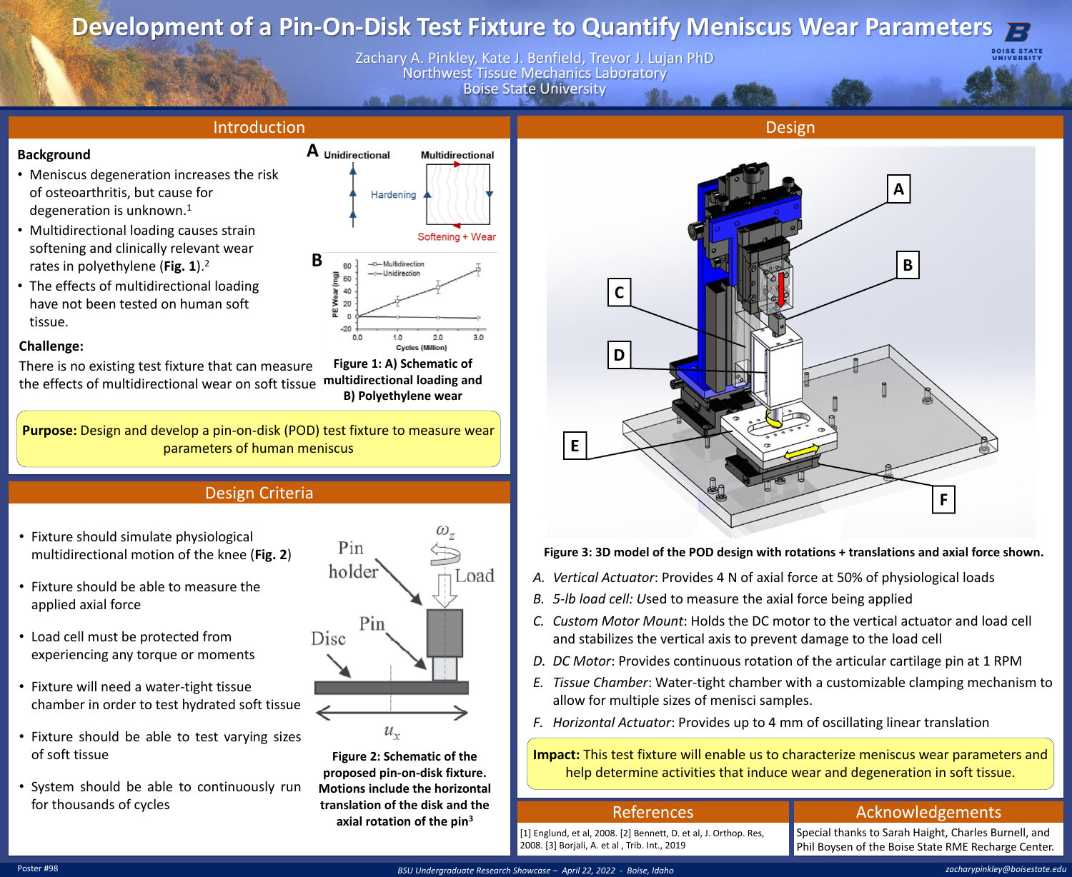# Development of a Pin-On-Disk Test Fixture to Quantify Meniscus Wear Parameters

Zachary A. Pinkley, Kate J. Benfield, Trevor J. Lujan PhD
Northwest Tissue Mechanics Laboratory
Boise State University

## Introduction

### Background

- Meniscus degeneration increases the risk of osteoarthritis, but cause for degeneration is unknown.[1]
- Multidirectional loading causes strain softening and clinically relevant wear rates in polyethylene (**Fig. 1**).[2]
- The effects of multidirectional loading have not been tested on human soft tissue.

A
Unidirectional
Multidirectional
Hardening
Softening + Wear

B
Multidirection
Unidirection
PE Wear (mg)
80
60
40
20
0
-20
0.0
1.0
2.0
3.0
Cycles (Million)

**Figure 1: A) Schematic of multidirectional loading and B) Polyethylene wear**

### Challenge:

There is no existing test fixture that can measure the effects of multidirectional wear on soft tissue

**Purpose:** Design and develop a pin-on-disk (POD) test fixture to measure wear parameters of human meniscus

## Design Criteria

- Fixture should simulate physiological multidirectional motion of the knee (**Fig. 2**)
- Fixture should be able to measure the applied axial force
- Load cell must be protected from experiencing any torque or moments
- Fixture will need a water-tight tissue chamber in order to test hydrated soft tissue
- Fixture should be able to test varying sizes of soft tissue
- System should be able to continuously run for thousands of cycles

$\omega_z$
Pin holder
Load
Pin
Disc
$u_x$

**Figure 2: Schematic of the proposed pin-on-disk fixture. Motions include the horizontal translation of the disk and the axial rotation of the pin[3]**

## Design

A
B
C
D
E
F

**Figure 3: 3D model of the POD design with rotations + translations and axial force shown.**

A. *Vertical Actuator*: Provides 4 N of axial force at 50% of physiological loads
B. *5-lb load cell:* Used to measure the axial force being applied
C. *Custom Motor Mount*: Holds the DC motor to the vertical actuator and load cell and stabilizes the vertical axis to prevent damage to the load cell
D. *DC Motor*: Provides continuous rotation of the articular cartilage pin at 1 RPM
E. *Tissue Chamber*: Water-tight chamber with a customizable clamping mechanism to allow for multiple sizes of menisci samples.
F. *Horizontal Actuator*: Provides up to 4 mm of oscillating linear translation

**Impact:** This test fixture will enable us to characterize meniscus wear parameters and help determine activities that induce wear and degeneration in soft tissue.

## References

[1] Englund, et al, 2008. [2] Bennett, D. et al, J. Orthop. Res, 2008. [3] Borjali, A. et al , Trib. Int., 2019

## Acknowledgements

Special thanks to Sarah Haight, Charles Burnell, and Phil Boysen of the Boise State RME Recharge Center.

Poster #98 | BSU Undergraduate Research Showcase – April 22, 2022 - Boise, Idaho | zacharypinkley@boisestate.edu